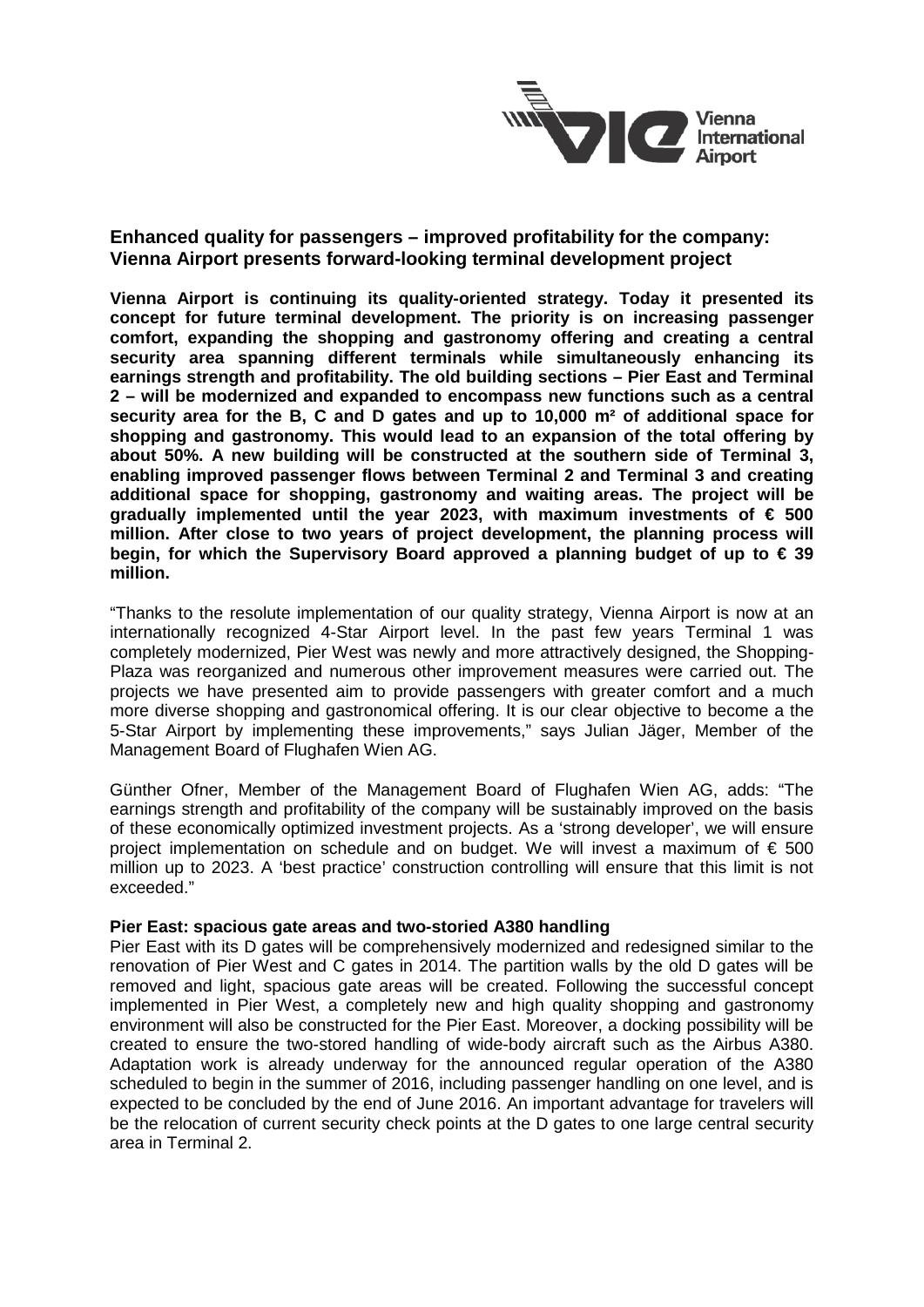## Enhanced quality for passengers – improved profitability for the company: Vienna Airport presents forward-looking terminal development project

**Vienna Airport is continuing its quality-oriented strategy. Today it presented its concept for future terminal development. The priority is on increasing passenger comfort, expanding the shopping and gastronomy offering and creating a central security area spanning different terminals while simultaneously enhancing its earnings strength and profitability. The old building sections – Pier East and Terminal 2 – will be modernized and expanded to encompass new functions such as a central security area for the B, C and D gates and up to 10,000 m² of additional space for shopping and gastronomy. This would lead to an expansion of the total offering by about 50%. A new building will be constructed at the southern side of Terminal 3, enabling improved passenger flows between Terminal 2 and Terminal 3 and creating additional space for shopping, gastronomy and waiting areas. The project will be gradually implemented until the year 2023, with maximum investments of € 500 million. After close to two years of project development, the planning process will begin, for which the Supervisory Board approved a planning budget of up to € 39 million.**

"Thanks to the resolute implementation of our quality strategy, Vienna Airport is now at an internationally recognized 4-Star Airport level. In the past few years Terminal 1 was completely modernized, Pier West was newly and more attractively designed, the Shopping-Plaza was reorganized and numerous other improvement measures were carried out. The projects we have presented aim to provide passengers with greater comfort and a much more diverse shopping and gastronomical offering. It is our clear objective to become a the 5-Star Airport by implementing these improvements," says Julian Jäger, Member of the Management Board of Flughafen Wien AG.

Günther Ofner, Member of the Management Board of Flughafen Wien AG, adds: "The earnings strength and profitability of the company will be sustainably improved on the basis of these economically optimized investment projects. As a 'strong developer', we will ensure project implementation on schedule and on budget. We will invest a maximum of € 500 million up to 2023. A 'best practice' construction controlling will ensure that this limit is not exceeded."

### Pier East: spacious gate areas and two-storied A380 handling

Pier East with its D gates will be comprehensively modernized and redesigned similar to the renovation of Pier West and C gates in 2014. The partition walls by the old D gates will be removed and light, spacious gate areas will be created. Following the successful concept implemented in Pier West, a completely new and high quality shopping and gastronomy environment will also be constructed for the Pier East. Moreover, a docking possibility will be created to ensure the two-stored handling of wide-body aircraft such as the Airbus A380. Adaptation work is already underway for the announced regular operation of the A380 scheduled to begin in the summer of 2016, including passenger handling on one level, and is expected to be concluded by the end of June 2016. An important advantage for travelers will be the relocation of current security check points at the D gates to one large central security area in Terminal 2.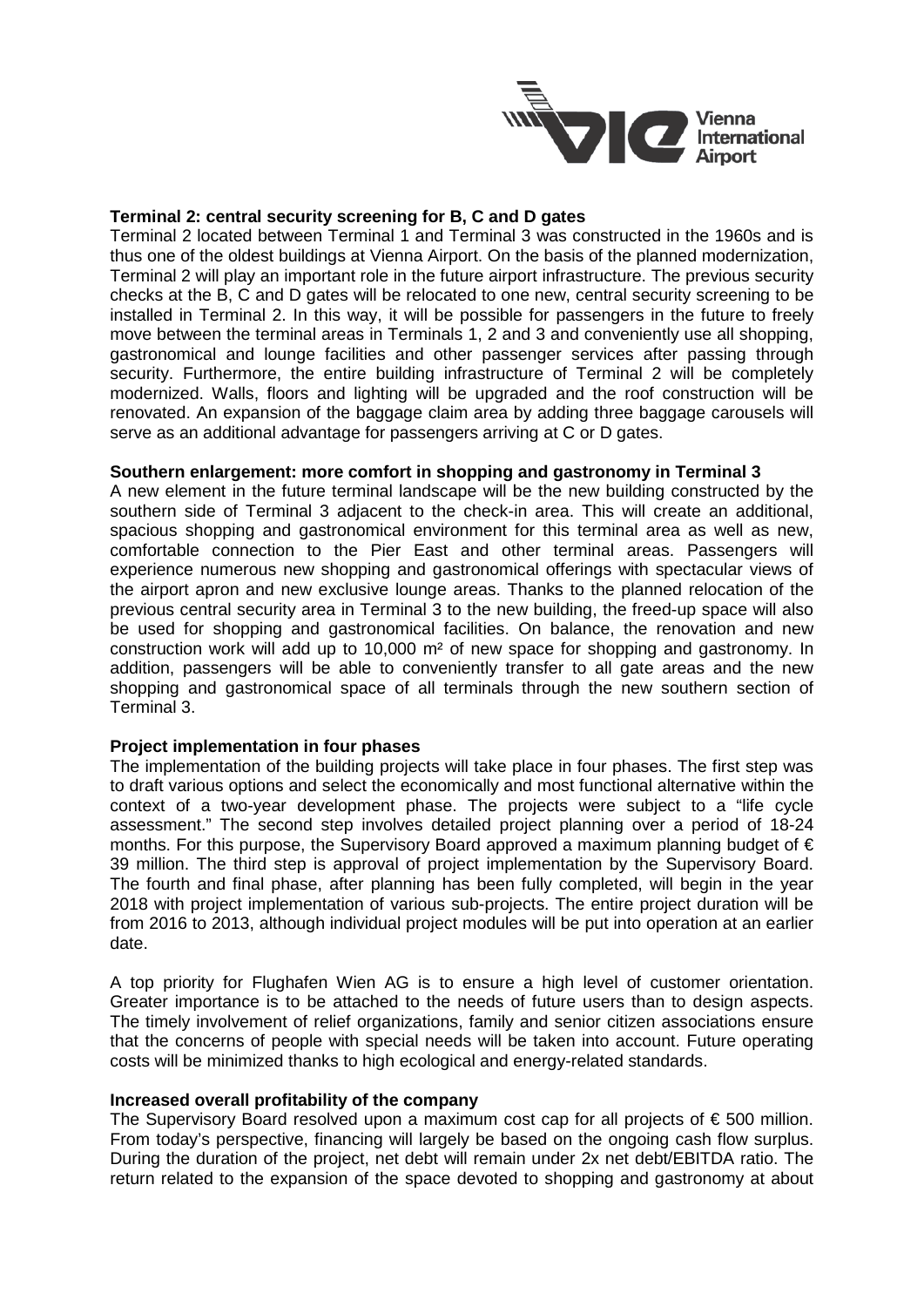**Terminal 2: central security screening for B, C and D gates**

Terminal 2 located between Terminal 1 and Terminal 3 was constructed in the 1960s and is thus one of the oldest buildings at Vienna Airport. On the basis of the planned modernization, Terminal 2 will play an important role in the future airport infrastructure. The previous security checks at the B, C and D gates will be relocated to one new, central security screening to be installed in Terminal 2. In this way, it will be possible for passengers in the future to freely move between the terminal areas in Terminals 1, 2 and 3 and conveniently use all shopping, gastronomical and lounge facilities and other passenger services after passing through security. Furthermore, the entire building infrastructure of Terminal 2 will be completely modernized. Walls, floors and lighting will be upgraded and the roof construction will be renovated. An expansion of the baggage claim area by adding three baggage carousels will serve as an additional advantage for passengers arriving at C or D gates.

**Southern enlargement: more comfort in shopping and gastronomy in Terminal 3**

A new element in the future terminal landscape will be the new building constructed by the southern side of Terminal 3 adjacent to the check-in area. This will create an additional, spacious shopping and gastronomical environment for this terminal area as well as new, comfortable connection to the Pier East and other terminal areas. Passengers will experience numerous new shopping and gastronomical offerings with spectacular views of the airport apron and new exclusive lounge areas. Thanks to the planned relocation of the previous central security area in Terminal 3 to the new building, the freed-up space will also be used for shopping and gastronomical facilities. On balance, the renovation and new construction work will add up to 10,000 m² of new space for shopping and gastronomy. In addition, passengers will be able to conveniently transfer to all gate areas and the new shopping and gastronomical space of all terminals through the new southern section of Terminal 3.

**Project implementation in four phases**

The implementation of the building projects will take place in four phases. The first step was to draft various options and select the economically and most functional alternative within the context of a two-year development phase. The projects were subject to a "life cycle assessment." The second step involves detailed project planning over a period of 18-24 months. For this purpose, the Supervisory Board approved a maximum planning budget of € 39 million. The third step is approval of project implementation by the Supervisory Board. The fourth and final phase, after planning has been fully completed, will begin in the year 2018 with project implementation of various sub-projects. The entire project duration will be from 2016 to 2013, although individual project modules will be put into operation at an earlier date.

A top priority for Flughafen Wien AG is to ensure a high level of customer orientation. Greater importance is to be attached to the needs of future users than to design aspects. The timely involvement of relief organizations, family and senior citizen associations ensure that the concerns of people with special needs will be taken into account. Future operating costs will be minimized thanks to high ecological and energy-related standards.

**Increased overall profitability of the company**

The Supervisory Board resolved upon a maximum cost cap for all projects of € 500 million. From today's perspective, financing will largely be based on the ongoing cash flow surplus. During the duration of the project, net debt will remain under 2x net debt/EBITDA ratio. The return related to the expansion of the space devoted to shopping and gastronomy at about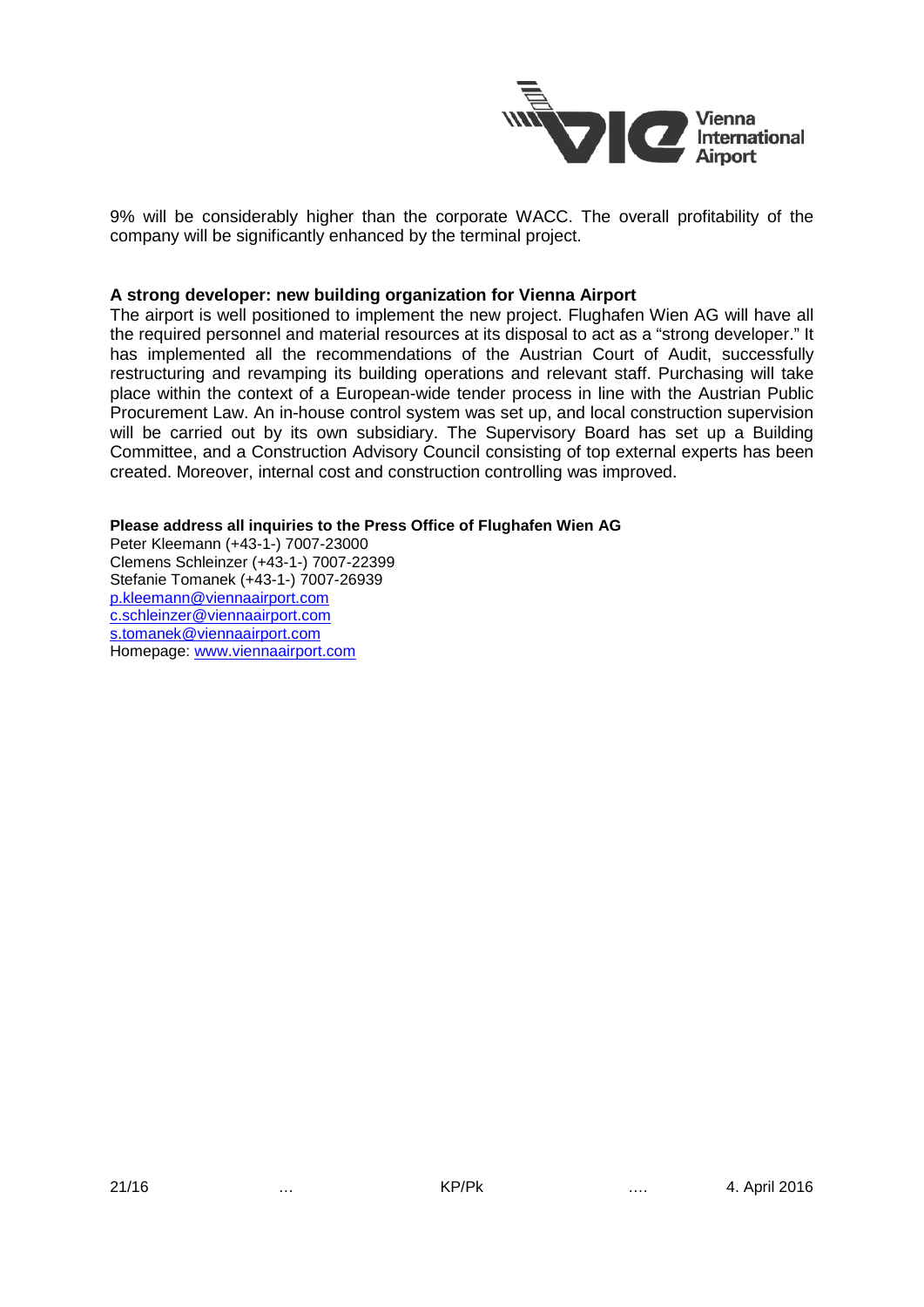9% will be considerably higher than the corporate WACC. The overall profitability of the company will be significantly enhanced by the terminal project.

**A strong developer: new building organization for Vienna Airport**

The airport is well positioned to implement the new project. Flughafen Wien AG will have all the required personnel and material resources at its disposal to act as a "strong developer." It has implemented all the recommendations of the Austrian Court of Audit, successfully restructuring and revamping its building operations and relevant staff. Purchasing will take place within the context of a European-wide tender process in line with the Austrian Public Procurement Law. An in-house control system was set up, and local construction supervision will be carried out by its own subsidiary. The Supervisory Board has set up a Building Committee, and a Construction Advisory Council consisting of top external experts has been created. Moreover, internal cost and construction controlling was improved.

**Please address all inquiries to the Press Office of Flughafen Wien AG**

Peter Kleemann (+43-1-) 7007-23000
Clemens Schleinzer (+43-1-) 7007-22399
Stefanie Tomanek (+43-1-) 7007-26939
p.kleemann@viennaairport.com
c.schleinzer@viennaairport.com
s.tomanek@viennaairport.com
Homepage: www.viennaairport.com

21/16 … KP/Pk …. 4. April 2016